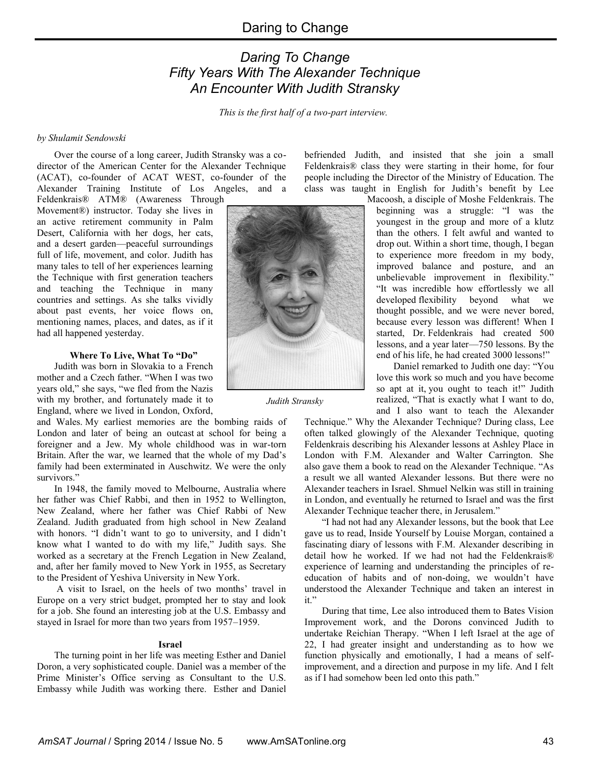# Daring To Change
## Fifty Years With The Alexander Technique
## An Encounter With Judith Stransky

*This is the first half of a two-part interview.*

*by Shulamit Sendowski*

Over the course of a long career, Judith Stransky was a co-director of the American Center for the Alexander Technique (ACAT), co-founder of ACAT WEST, co-founder of the Alexander Training Institute of Los Angeles, and a Feldenkrais® ATM® (Awareness Through Movement®) instructor. Today she lives in an active retirement community in Palm Desert, California with her dogs, her cats, and a desert garden—peaceful surroundings full of life, movement, and color. Judith has many tales to tell of her experiences learning the Technique with first generation teachers and teaching the Technique in many countries and settings. As she talks vividly about past events, her voice flows on, mentioning names, places, and dates, as if it had all happened yesterday.

*Judith Stransky*

### Where To Live, What To "Do"

Judith was born in Slovakia to a French mother and a Czech father. "When I was two years old," she says, "we fled from the Nazis with my brother, and fortunately made it to England, where we lived in London, Oxford, and Wales. My earliest memories are the bombing raids of London and later of being an outcast at school for being a foreigner and a Jew. My whole childhood was in war-torn Britain. After the war, we learned that the whole of my Dad's family had been exterminated in Auschwitz. We were the only survivors."

In 1948, the family moved to Melbourne, Australia where her father was Chief Rabbi, and then in 1952 to Wellington, New Zealand, where her father was Chief Rabbi of New Zealand. Judith graduated from high school in New Zealand with honors. "I didn't want to go to university, and I didn't know what I wanted to do with my life," Judith says. She worked as a secretary at the French Legation in New Zealand, and, after her family moved to New York in 1955, as Secretary to the President of Yeshiva University in New York.

A visit to Israel, on the heels of two months' travel in Europe on a very strict budget, prompted her to stay and look for a job. She found an interesting job at the U.S. Embassy and stayed in Israel for more than two years from 1957–1959.

### Israel

The turning point in her life was meeting Esther and Daniel Doron, a very sophisticated couple. Daniel was a member of the Prime Minister's Office serving as Consultant to the U.S. Embassy while Judith was working there. Esther and Daniel befriended Judith, and insisted that she join a small Feldenkrais® class they were starting in their home, for four people including the Director of the Ministry of Education. The class was taught in English for Judith's benefit by Lee Macoosh, a disciple of Moshe Feldenkrais. The beginning was a struggle: "I was the youngest in the group and more of a klutz than the others. I felt awful and wanted to drop out. Within a short time, though, I began to experience more freedom in my body, improved balance and posture, and an unbelievable improvement in flexibility." "It was incredible how effortlessly we all developed flexibility beyond what we thought possible, and we were never bored, because every lesson was different! When I started, Dr. Feldenkrais had created 500 lessons, and a year later—750 lessons. By the end of his life, he had created 3000 lessons!"

Daniel remarked to Judith one day: "You love this work so much and you have become so apt at it, you ought to teach it!" Judith realized, "That is exactly what I want to do, and I also want to teach the Alexander Technique." Why the Alexander Technique? During class, Lee often talked glowingly of the Alexander Technique, quoting Feldenkrais describing his Alexander lessons at Ashley Place in London with F.M. Alexander and Walter Carrington. She also gave them a book to read on the Alexander Technique. "As a result we all wanted Alexander lessons. But there were no Alexander teachers in Israel. Shmuel Nelkin was still in training in London, and eventually he returned to Israel and was the first Alexander Technique teacher there, in Jerusalem."

"I had not had any Alexander lessons, but the book that Lee gave us to read, Inside Yourself by Louise Morgan, contained a fascinating diary of lessons with F.M. Alexander describing in detail how he worked. If we had not had the Feldenkrais® experience of learning and understanding the principles of re-education of habits and of non-doing, we wouldn't have understood the Alexander Technique and taken an interest in it."

During that time, Lee also introduced them to Bates Vision Improvement work, and the Dorons convinced Judith to undertake Reichian Therapy. "When I left Israel at the age of 22, I had greater insight and understanding as to how we function physically and emotionally, I had a means of self-improvement, and a direction and purpose in my life. And I felt as if I had somehow been led onto this path."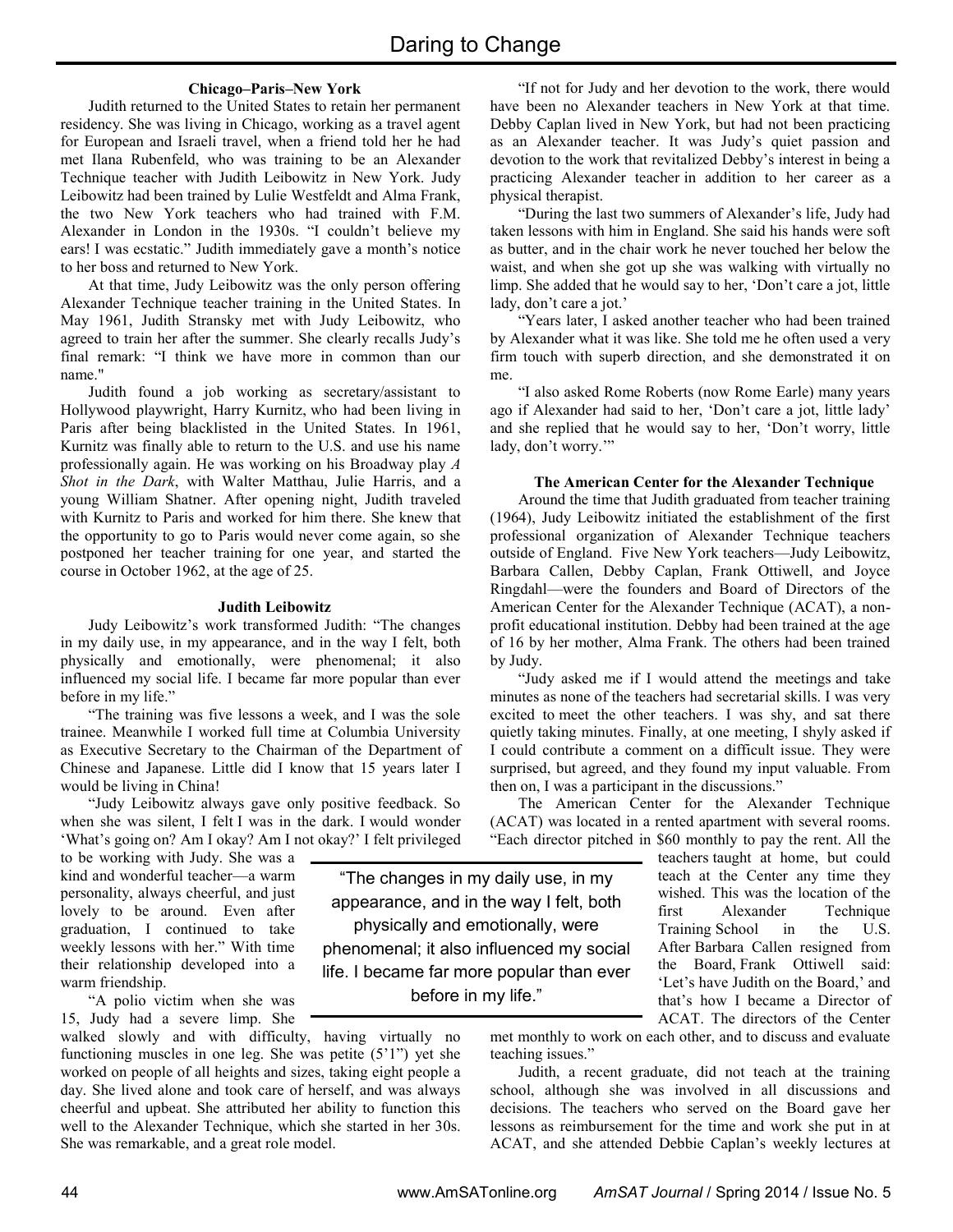### Chicago–Paris–New York

Judith returned to the United States to retain her permanent residency. She was living in Chicago, working as a travel agent for European and Israeli travel, when a friend told her he had met Ilana Rubenfeld, who was training to be an Alexander Technique teacher with Judith Leibowitz in New York. Judy Leibowitz had been trained by Lulie Westfeldt and Alma Frank, the two New York teachers who had trained with F.M. Alexander in London in the 1930s. "I couldn't believe my ears! I was ecstatic." Judith immediately gave a month's notice to her boss and returned to New York.

At that time, Judy Leibowitz was the only person offering Alexander Technique teacher training in the United States. In May 1961, Judith Stransky met with Judy Leibowitz, who agreed to train her after the summer. She clearly recalls Judy's final remark: "I think we have more in common than our name."

Judith found a job working as secretary/assistant to Hollywood playwright, Harry Kurnitz, who had been living in Paris after being blacklisted in the United States. In 1961, Kurnitz was finally able to return to the U.S. and use his name professionally again. He was working on his Broadway play *A Shot in the Dark*, with Walter Matthau, Julie Harris, and a young William Shatner. After opening night, Judith traveled with Kurnitz to Paris and worked for him there. She knew that the opportunity to go to Paris would never come again, so she postponed her teacher training for one year, and started the course in October 1962, at the age of 25.

### Judith Leibowitz

Judy Leibowitz's work transformed Judith: "The changes in my daily use, in my appearance, and in the way I felt, both physically and emotionally, were phenomenal; it also influenced my social life. I became far more popular than ever before in my life."

"The training was five lessons a week, and I was the sole trainee. Meanwhile I worked full time at Columbia University as Executive Secretary to the Chairman of the Department of Chinese and Japanese. Little did I know that 15 years later I would be living in China!

"Judy Leibowitz always gave only positive feedback. So when she was silent, I felt I was in the dark. I would wonder 'What's going on? Am I okay? Am I not okay?' I felt privileged to be working with Judy. She was a kind and wonderful teacher—a warm personality, always cheerful, and just lovely to be around. Even after graduation, I continued to take weekly lessons with her." With time their relationship developed into a warm friendship.

"A polio victim when she was 15, Judy had a severe limp. She walked slowly and with difficulty, having virtually no functioning muscles in one leg. She was petite (5'1") yet she worked on people of all heights and sizes, taking eight people a day. She lived alone and took care of herself, and was always cheerful and upbeat. She attributed her ability to function this well to the Alexander Technique, which she started in her 30s. She was remarkable, and a great role model.

"If not for Judy and her devotion to the work, there would have been no Alexander teachers in New York at that time. Debby Caplan lived in New York, but had not been practicing as an Alexander teacher. It was Judy's quiet passion and devotion to the work that revitalized Debby's interest in being a practicing Alexander teacher in addition to her career as a physical therapist.

"During the last two summers of Alexander's life, Judy had taken lessons with him in England. She said his hands were soft as butter, and in the chair work he never touched her below the waist, and when she got up she was walking with virtually no limp. She added that he would say to her, 'Don't care a jot, little lady, don't care a jot.'

"Years later, I asked another teacher who had been trained by Alexander what it was like. She told me he often used a very firm touch with superb direction, and she demonstrated it on me.

"I also asked Rome Roberts (now Rome Earle) many years ago if Alexander had said to her, 'Don't care a jot, little lady' and she replied that he would say to her, 'Don't worry, little lady, don't worry.'"

### The American Center for the Alexander Technique

Around the time that Judith graduated from teacher training (1964), Judy Leibowitz initiated the establishment of the first professional organization of Alexander Technique teachers outside of England. Five New York teachers—Judy Leibowitz, Barbara Callen, Debby Caplan, Frank Ottiwell, and Joyce Ringdahl—were the founders and Board of Directors of the American Center for the Alexander Technique (ACAT), a non-profit educational institution. Debby had been trained at the age of 16 by her mother, Alma Frank. The others had been trained by Judy.

"Judy asked me if I would attend the meetings and take minutes as none of the teachers had secretarial skills. I was very excited to meet the other teachers. I was shy, and sat there quietly taking minutes. Finally, at one meeting, I shyly asked if I could contribute a comment on a difficult issue. They were surprised, but agreed, and they found my input valuable. From then on, I was a participant in the discussions."

The American Center for the Alexander Technique (ACAT) was located in a rented apartment with several rooms. "Each director pitched in $60 monthly to pay the rent. All the teachers taught at home, but could teach at the Center any time they wished. This was the location of the first Alexander Technique Training School in the U.S. After Barbara Callen resigned from the Board, Frank Ottiwell said: 'Let's have Judith on the Board,' and that's how I became a Director of ACAT. The directors of the Center met monthly to work on each other, and to discuss and evaluate teaching issues."

Judith, a recent graduate, did not teach at the training school, although she was involved in all discussions and decisions. The teachers who served on the Board gave her lessons as reimbursement for the time and work she put in at ACAT, and she attended Debbie Caplan's weekly lectures at

> "The changes in my daily use, in my appearance, and in the way I felt, both physically and emotionally, were phenomenal; it also influenced my social life. I became far more popular than ever before in my life."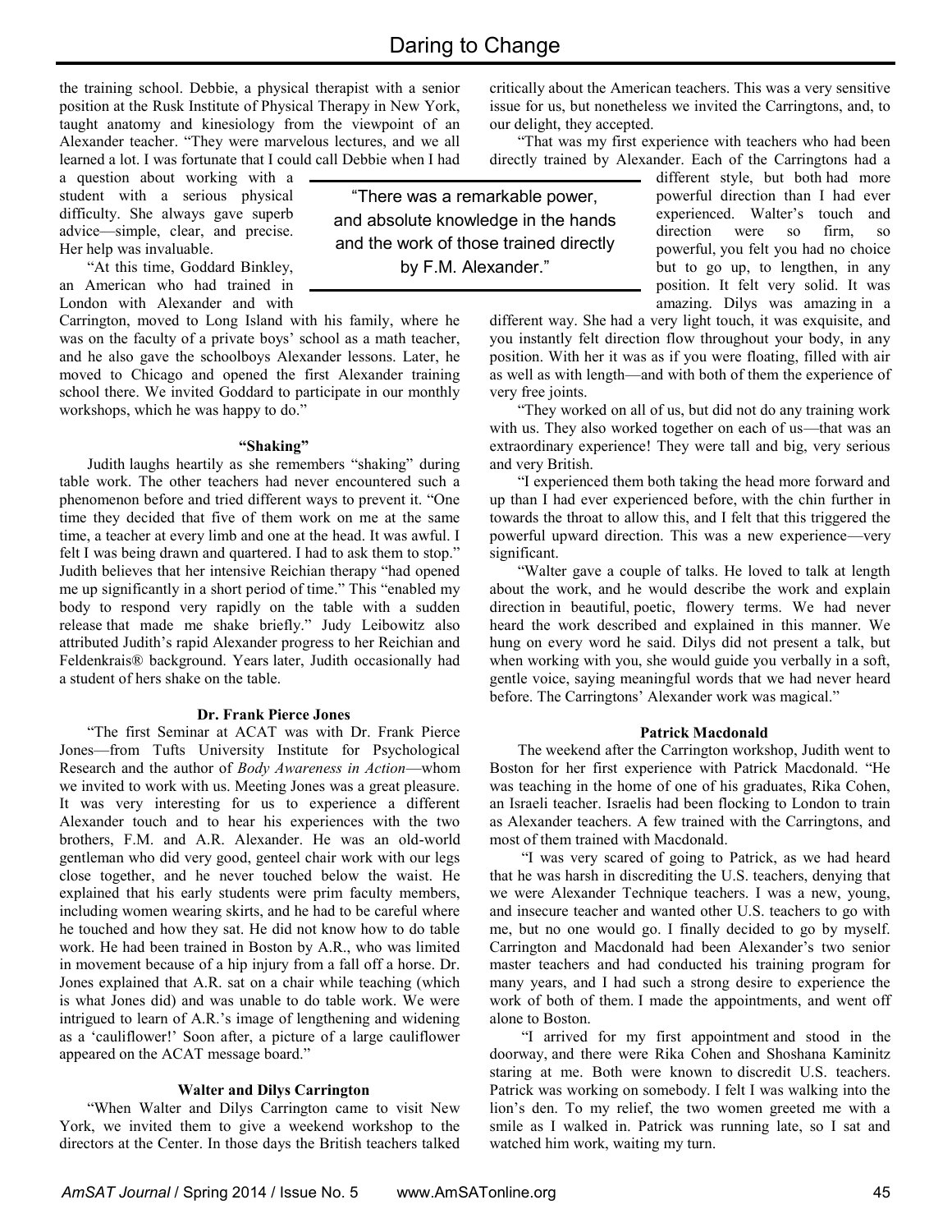the training school. Debbie, a physical therapist with a senior position at the Rusk Institute of Physical Therapy in New York, taught anatomy and kinesiology from the viewpoint of an Alexander teacher. "They were marvelous lectures, and we all learned a lot. I was fortunate that I could call Debbie when I had a question about working with a student with a serious physical difficulty. She always gave superb advice—simple, clear, and precise. Her help was invaluable.

"At this time, Goddard Binkley, an American who had trained in London with Alexander and with Carrington, moved to Long Island with his family, where he was on the faculty of a private boys' school as a math teacher, and he also gave the schoolboys Alexander lessons. Later, he moved to Chicago and opened the first Alexander training school there. We invited Goddard to participate in our monthly workshops, which he was happy to do."

#### "Shaking"

Judith laughs heartily as she remembers "shaking" during table work. The other teachers had never encountered such a phenomenon before and tried different ways to prevent it. "One time they decided that five of them work on me at the same time, a teacher at every limb and one at the head. It was awful. I felt I was being drawn and quartered. I had to ask them to stop." Judith believes that her intensive Reichian therapy "had opened me up significantly in a short period of time." This "enabled my body to respond very rapidly on the table with a sudden release that made me shake briefly." Judy Leibowitz also attributed Judith's rapid Alexander progress to her Reichian and Feldenkrais® background. Years later, Judith occasionally had a student of hers shake on the table.

#### Dr. Frank Pierce Jones

"The first Seminar at ACAT was with Dr. Frank Pierce Jones—from Tufts University Institute for Psychological Research and the author of *Body Awareness in Action*—whom we invited to work with us. Meeting Jones was a great pleasure. It was very interesting for us to experience a different Alexander touch and to hear his experiences with the two brothers, F.M. and A.R. Alexander. He was an old-world gentleman who did very good, genteel chair work with our legs close together, and he never touched below the waist. He explained that his early students were prim faculty members, including women wearing skirts, and he had to be careful where he touched and how they sat. He did not know how to do table work. He had been trained in Boston by A.R., who was limited in movement because of a hip injury from a fall off a horse. Dr. Jones explained that A.R. sat on a chair while teaching (which is what Jones did) and was unable to do table work. We were intrigued to learn of A.R.'s image of lengthening and widening as a 'cauliflower!' Soon after, a picture of a large cauliflower appeared on the ACAT message board."

#### Walter and Dilys Carrington

"When Walter and Dilys Carrington came to visit New York, we invited them to give a weekend workshop to the directors at the Center. In those days the British teachers talked critically about the American teachers. This was a very sensitive issue for us, but nonetheless we invited the Carringtons, and, to our delight, they accepted.

"That was my first experience with teachers who had been directly trained by Alexander. Each of the Carringtons had a different style, but both had more powerful direction than I had ever experienced. Walter's touch and direction were so firm, so powerful, you felt you had no choice but to go up, to lengthen, in any position. It felt very solid. It was amazing. Dilys was amazing in a different way. She had a very light touch, it was exquisite, and you instantly felt direction flow throughout your body, in any position. With her it was as if you were floating, filled with air as well as with length—and with both of them the experience of very free joints.

> "There was a remarkable power, and absolute knowledge in the hands and the work of those trained directly by F.M. Alexander."

"They worked on all of us, but did not do any training work with us. They also worked together on each of us—that was an extraordinary experience! They were tall and big, very serious and very British.

"I experienced them both taking the head more forward and up than I had ever experienced before, with the chin further in towards the throat to allow this, and I felt that this triggered the powerful upward direction. This was a new experience—very significant.

"Walter gave a couple of talks. He loved to talk at length about the work, and he would describe the work and explain direction in beautiful, poetic, flowery terms. We had never heard the work described and explained in this manner. We hung on every word he said. Dilys did not present a talk, but when working with you, she would guide you verbally in a soft, gentle voice, saying meaningful words that we had never heard before. The Carringtons' Alexander work was magical."

#### Patrick Macdonald

The weekend after the Carrington workshop, Judith went to Boston for her first experience with Patrick Macdonald. "He was teaching in the home of one of his graduates, Rika Cohen, an Israeli teacher. Israelis had been flocking to London to train as Alexander teachers. A few trained with the Carringtons, and most of them trained with Macdonald.

"I was very scared of going to Patrick, as we had heard that he was harsh in discrediting the U.S. teachers, denying that we were Alexander Technique teachers. I was a new, young, and insecure teacher and wanted other U.S. teachers to go with me, but no one would go. I finally decided to go by myself. Carrington and Macdonald had been Alexander's two senior master teachers and had conducted his training program for many years, and I had such a strong desire to experience the work of both of them. I made the appointments, and went off alone to Boston.

"I arrived for my first appointment and stood in the doorway, and there were Rika Cohen and Shoshana Kaminitz staring at me. Both were known to discredit U.S. teachers. Patrick was working on somebody. I felt I was walking into the lion's den. To my relief, the two women greeted me with a smile as I walked in. Patrick was running late, so I sat and watched him work, waiting my turn.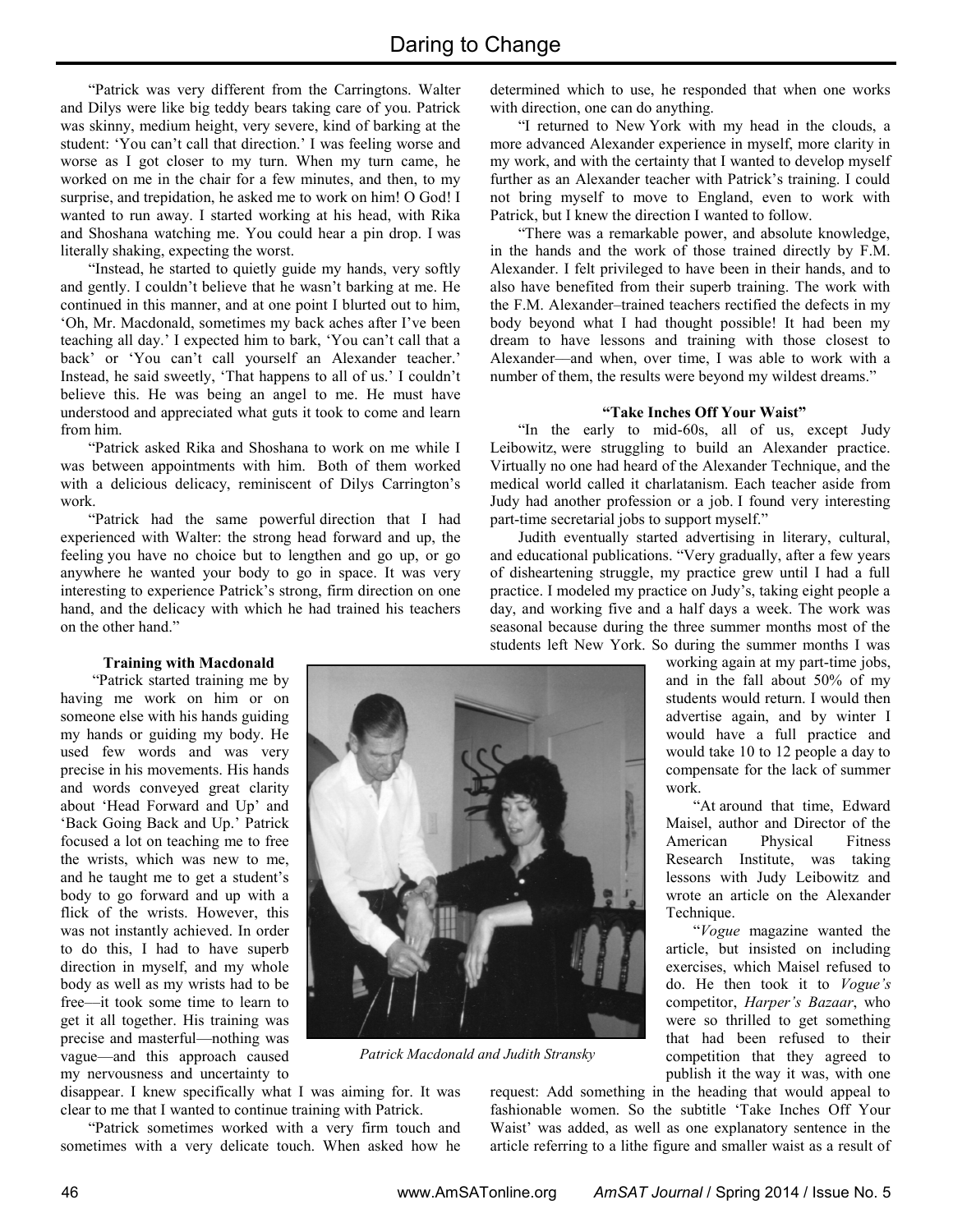"Patrick was very different from the Carringtons. Walter and Dilys were like big teddy bears taking care of you. Patrick was skinny, medium height, very severe, kind of barking at the student: 'You can't call that direction.' I was feeling worse and worse as I got closer to my turn. When my turn came, he worked on me in the chair for a few minutes, and then, to my surprise, and trepidation, he asked me to work on him! O God! I wanted to run away. I started working at his head, with Rika and Shoshana watching me. You could hear a pin drop. I was literally shaking, expecting the worst.

"Instead, he started to quietly guide my hands, very softly and gently. I couldn't believe that he wasn't barking at me. He continued in this manner, and at one point I blurted out to him, 'Oh, Mr. Macdonald, sometimes my back aches after I've been teaching all day.' I expected him to bark, 'You can't call that a back' or 'You can't call yourself an Alexander teacher.' Instead, he said sweetly, 'That happens to all of us.' I couldn't believe this. He was being an angel to me. He must have understood and appreciated what guts it took to come and learn from him.

"Patrick asked Rika and Shoshana to work on me while I was between appointments with him. Both of them worked with a delicious delicacy, reminiscent of Dilys Carrington's work.

"Patrick had the same powerful direction that I had experienced with Walter: the strong head forward and up, the feeling you have no choice but to lengthen and go up, or go anywhere he wanted your body to go in space. It was very interesting to experience Patrick's strong, firm direction on one hand, and the delicacy with which he had trained his teachers on the other hand."

**Training with Macdonald**

"Patrick started training me by having me work on him or on someone else with his hands guiding my hands or guiding my body. He used few words and was very precise in his movements. His hands and words conveyed great clarity about 'Head Forward and Up' and 'Back Going Back and Up.' Patrick focused a lot on teaching me to free the wrists, which was new to me, and he taught me to get a student's body to go forward and up with a flick of the wrists. However, this was not instantly achieved. In order to do this, I had to have superb direction in myself, and my whole body as well as my wrists had to be free—it took some time to learn to get it all together. His training was precise and masterful—nothing was vague—and this approach caused my nervousness and uncertainty to disappear. I knew specifically what I was aiming for. It was clear to me that I wanted to continue training with Patrick.

"Patrick sometimes worked with a very firm touch and sometimes with a very delicate touch. When asked how he determined which to use, he responded that when one works with direction, one can do anything.

"I returned to New York with my head in the clouds, a more advanced Alexander experience in myself, more clarity in my work, and with the certainty that I wanted to develop myself further as an Alexander teacher with Patrick's training. I could not bring myself to move to England, even to work with Patrick, but I knew the direction I wanted to follow.

"There was a remarkable power, and absolute knowledge, in the hands and the work of those trained directly by F.M. Alexander. I felt privileged to have been in their hands, and to also have benefited from their superb training. The work with the F.M. Alexander–trained teachers rectified the defects in my body beyond what I had thought possible! It had been my dream to have lessons and training with those closest to Alexander—and when, over time, I was able to work with a number of them, the results were beyond my wildest dreams."

*Patrick Macdonald and Judith Stransky*

**"Take Inches Off Your Waist"**

"In the early to mid-60s, all of us, except Judy Leibowitz, were struggling to build an Alexander practice. Virtually no one had heard of the Alexander Technique, and the medical world called it charlatanism. Each teacher aside from Judy had another profession or a job. I found very interesting part-time secretarial jobs to support myself."

Judith eventually started advertising in literary, cultural, and educational publications. "Very gradually, after a few years of disheartening struggle, my practice grew until I had a full practice. I modeled my practice on Judy's, taking eight people a day, and working five and a half days a week. The work was seasonal because during the three summer months most of the students left New York. So during the summer months I was working again at my part-time jobs, and in the fall about 50% of my students would return. I would then advertise again, and by winter I would have a full practice and would take 10 to 12 people a day to compensate for the lack of summer work.

"At around that time, Edward Maisel, author and Director of the American Physical Fitness Research Institute, was taking lessons with Judy Leibowitz and wrote an article on the Alexander Technique.

"*Vogue* magazine wanted the article, but insisted on including exercises, which Maisel refused to do. He then took it to *Vogue's* competitor, *Harper's Bazaar*, who were so thrilled to get something that had been refused to their competition that they agreed to publish it the way it was, with one request: Add something in the heading that would appeal to fashionable women. So the subtitle 'Take Inches Off Your Waist' was added, as well as one explanatory sentence in the article referring to a lithe figure and smaller waist as a result of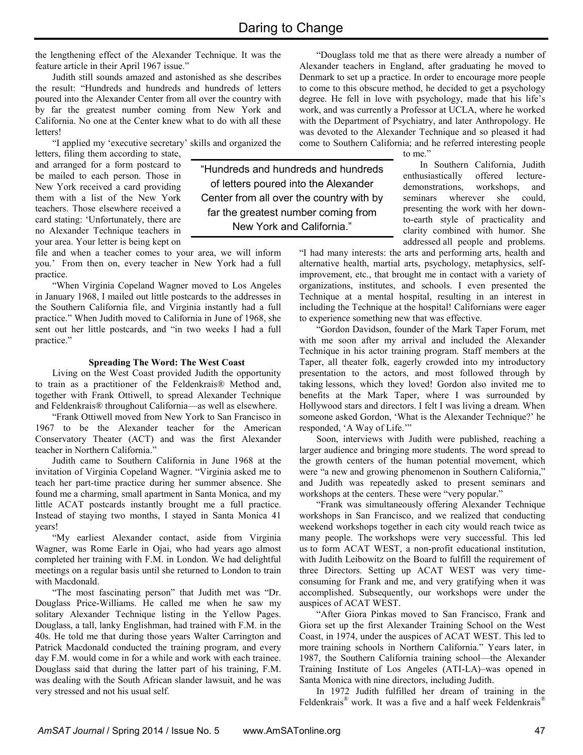the lengthening effect of the Alexander Technique. It was the feature article in their April 1967 issue."

Judith still sounds amazed and astonished as she describes the result: "Hundreds and hundreds and hundreds of letters poured into the Alexander Center from all over the country with by far the greatest number coming from New York and California. No one at the Center knew what to do with all these letters!

"I applied my 'executive secretary' skills and organized the letters, filing them according to state, and arranged for a form postcard to be mailed to each person. Those in New York received a card providing them with a list of the New York teachers. Those elsewhere received a card stating: 'Unfortunately, there are no Alexander Technique teachers in your area. Your letter is being kept on file and when a teacher comes to your area, we will inform you.' From then on, every teacher in New York had a full practice.

> "Hundreds and hundreds and hundreds of letters poured into the Alexander Center from all over the country with by far the greatest number coming from New York and California."

"When Virginia Copeland Wagner moved to Los Angeles in January 1968, I mailed out little postcards to the addresses in the Southern California file, and Virginia instantly had a full practice." When Judith moved to California in June of 1968, she sent out her little postcards, and "in two weeks I had a full practice."

**Spreading The Word: The West Coast**

Living on the West Coast provided Judith the opportunity to train as a practitioner of the Feldenkrais® Method and, together with Frank Ottiwell, to spread Alexander Technique and Feldenkrais® throughout California—as well as elsewhere.

"Frank Ottiwell moved from New York to San Francisco in 1967 to be the Alexander teacher for the American Conservatory Theater (ACT) and was the first Alexander teacher in Northern California."

Judith came to Southern California in June 1968 at the invitation of Virginia Copeland Wagner. "Virginia asked me to teach her part-time practice during her summer absence. She found me a charming, small apartment in Santa Monica, and my little ACAT postcards instantly brought me a full practice. Instead of staying two months, I stayed in Santa Monica 41 years!

"My earliest Alexander contact, aside from Virginia Wagner, was Rome Earle in Ojai, who had years ago almost completed her training with F.M. in London. We had delightful meetings on a regular basis until she returned to London to train with Macdonald.

"The most fascinating person" that Judith met was "Dr. Douglass Price-Williams. He called me when he saw my solitary Alexander Technique listing in the Yellow Pages. Douglass, a tall, lanky Englishman, had trained with F.M. in the 40s. He told me that during those years Walter Carrington and Patrick Macdonald conducted the training program, and every day F.M. would come in for a while and work with each trainee. Douglass said that during the latter part of his training, F.M. was dealing with the South African slander lawsuit, and he was very stressed and not his usual self.

"Douglass told me that as there were already a number of Alexander teachers in England, after graduating he moved to Denmark to set up a practice. In order to encourage more people to come to this obscure method, he decided to get a psychology degree. He fell in love with psychology, made that his life's work, and was currently a Professor at UCLA, where he worked with the Department of Psychiatry, and later Anthropology. He was devoted to the Alexander Technique and so pleased it had come to Southern California; and he referred interesting people to me."

In Southern California, Judith enthusiastically offered lecture-demonstrations, workshops, and seminars wherever she could, presenting the work with her down-to-earth style of practicality and clarity combined with humor. She addressed all people and problems. "I had many interests: the arts and performing arts, health and alternative health, martial arts, psychology, metaphysics, self-improvement, etc., that brought me in contact with a variety of organizations, institutes, and schools. I even presented the Technique at a mental hospital, resulting in an interest in including the Technique at the hospital! Californians were eager to experience something new that was effective.

"Gordon Davidson, founder of the Mark Taper Forum, met with me soon after my arrival and included the Alexander Technique in his actor training program. Staff members at the Taper, all theater folk, eagerly crowded into my introductory presentation to the actors, and most followed through by taking lessons, which they loved! Gordon also invited me to benefits at the Mark Taper, where I was surrounded by Hollywood stars and directors. I felt I was living a dream. When someone asked Gordon, 'What is the Alexander Technique?' he responded, 'A Way of Life.'"

Soon, interviews with Judith were published, reaching a larger audience and bringing more students. The word spread to the growth centers of the human potential movement, which were "a new and growing phenomenon in Southern California," and Judith was repeatedly asked to present seminars and workshops at the centers. These were "very popular."

"Frank was simultaneously offering Alexander Technique workshops in San Francisco, and we realized that conducting weekend workshops together in each city would reach twice as many people. The workshops were very successful. This led us to form ACAT WEST, a non-profit educational institution, with Judith Leibowitz on the Board to fulfill the requirement of three Directors. Setting up ACAT WEST was very time-consuming for Frank and me, and very gratifying when it was accomplished. Subsequently, our workshops were under the auspices of ACAT WEST.

"After Giora Pinkas moved to San Francisco, Frank and Giora set up the first Alexander Training School on the West Coast, in 1974, under the auspices of ACAT WEST. This led to more training schools in Northern California." Years later, in 1987, the Southern California training school—the Alexander Training Institute of Los Angeles (ATI-LA)–was opened in Santa Monica with nine directors, including Judith.

In 1972 Judith fulfilled her dream of training in the Feldenkrais® work. It was a five and a half week Feldenkrais®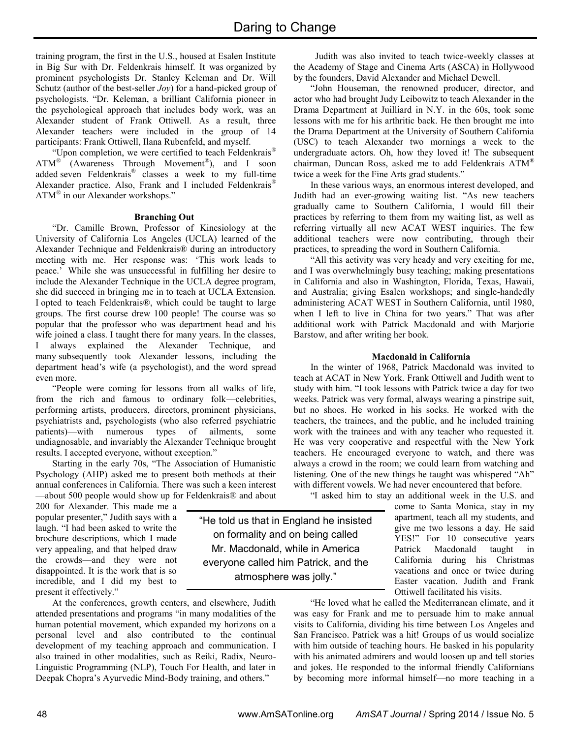training program, the first in the U.S., housed at Esalen Institute in Big Sur with Dr. Feldenkrais himself. It was organized by prominent psychologists Dr. Stanley Keleman and Dr. Will Schutz (author of the best-seller *Joy*) for a hand-picked group of psychologists. "Dr. Keleman, a brilliant California pioneer in the psychological approach that includes body work, was an Alexander student of Frank Ottiwell. As a result, three Alexander teachers were included in the group of 14 participants: Frank Ottiwell, Ilana Rubenfeld, and myself.

"Upon completion, we were certified to teach Feldenkrais® ATM® (Awareness Through Movement®), and I soon added seven Feldenkrais® classes a week to my full-time Alexander practice. Also, Frank and I included Feldenkrais® ATM® in our Alexander workshops."

**Branching Out**

"Dr. Camille Brown, Professor of Kinesiology at the University of California Los Angeles (UCLA) learned of the Alexander Technique and Feldenkrais® during an introductory meeting with me. Her response was: 'This work leads to peace.' While she was unsuccessful in fulfilling her desire to include the Alexander Technique in the UCLA degree program, she did succeed in bringing me in to teach at UCLA Extension. I opted to teach Feldenkrais®, which could be taught to large groups. The first course drew 100 people! The course was so popular that the professor who was department head and his wife joined a class. I taught there for many years. In the classes, I always explained the Alexander Technique, and many subsequently took Alexander lessons, including the department head's wife (a psychologist), and the word spread even more.

"People were coming for lessons from all walks of life, from the rich and famous to ordinary folk—celebrities, performing artists, producers, directors, prominent physicians, psychiatrists and, psychologists (who also referred psychiatric patients)—with numerous types of ailments, some undiagnosable, and invariably the Alexander Technique brought results. I accepted everyone, without exception."

Starting in the early 70s, "The Association of Humanistic Psychology (AHP) asked me to present both methods at their annual conferences in California. There was such a keen interest—about 500 people would show up for Feldenkrais® and about 200 for Alexander. This made me a popular presenter," Judith says with a laugh. "I had been asked to write the brochure descriptions, which I made very appealing, and that helped draw the crowds—and they were not disappointed. It is the work that is so incredible, and I did my best to present it effectively."

At the conferences, growth centers, and elsewhere, Judith attended presentations and programs "in many modalities of the human potential movement, which expanded my horizons on a personal level and also contributed to the continual development of my teaching approach and communication. I also trained in other modalities, such as Reiki, Radix, Neuro-Linguistic Programming (NLP), Touch For Health, and later in Deepak Chopra's Ayurvedic Mind-Body training, and others."

Judith was also invited to teach twice-weekly classes at the Academy of Stage and Cinema Arts (ASCA) in Hollywood by the founders, David Alexander and Michael Dewell.

"John Houseman, the renowned producer, director, and actor who had brought Judy Leibowitz to teach Alexander in the Drama Department at Juilliard in N.Y. in the 60s, took some lessons with me for his arthritic back. He then brought me into the Drama Department at the University of Southern California (USC) to teach Alexander two mornings a week to the undergraduate actors. Oh, how they loved it! The subsequent chairman, Duncan Ross, asked me to add Feldenkrais ATM® twice a week for the Fine Arts grad students."

In these various ways, an enormous interest developed, and Judith had an ever-growing waiting list. "As new teachers gradually came to Southern California, I would fill their practices by referring to them from my waiting list, as well as referring virtually all new ACAT WEST inquiries. The few additional teachers were now contributing, through their practices, to spreading the word in Southern California.

"All this activity was very heady and very exciting for me, and I was overwhelmingly busy teaching; making presentations in California and also in Washington, Florida, Texas, Hawaii, and Australia; giving Esalen workshops; and single-handedly administering ACAT WEST in Southern California, until 1980, when I left to live in China for two years." That was after additional work with Patrick Macdonald and with Marjorie Barstow, and after writing her book.

**Macdonald in California**

In the winter of 1968, Patrick Macdonald was invited to teach at ACAT in New York. Frank Ottiwell and Judith went to study with him. "I took lessons with Patrick twice a day for two weeks. Patrick was very formal, always wearing a pinstripe suit, but no shoes. He worked in his socks. He worked with the teachers, the trainees, and the public, and he included training work with the trainees and with any teacher who requested it. He was very cooperative and respectful with the New York teachers. He encouraged everyone to watch, and there was always a crowd in the room; we could learn from watching and listening. One of the new things he taught was whispered "Ah" with different vowels. We had never encountered that before.

"I asked him to stay an additional week in the U.S. and come to Santa Monica, stay in my apartment, teach all my students, and give me two lessons a day. He said YES!" For 10 consecutive years Patrick Macdonald taught in California during his Christmas vacations and once or twice during Easter vacation. Judith and Frank Ottiwell facilitated his visits.

> "He told us that in England he insisted on formality and on being called Mr. Macdonald, while in America everyone called him Patrick, and the atmosphere was jolly."

"He loved what he called the Mediterranean climate, and it was easy for Frank and me to persuade him to make annual visits to California, dividing his time between Los Angeles and San Francisco. Patrick was a hit! Groups of us would socialize with him outside of teaching hours. He basked in his popularity with his animated admirers and would loosen up and tell stories and jokes. He responded to the informal friendly Californians by becoming more informal himself—no more teaching in a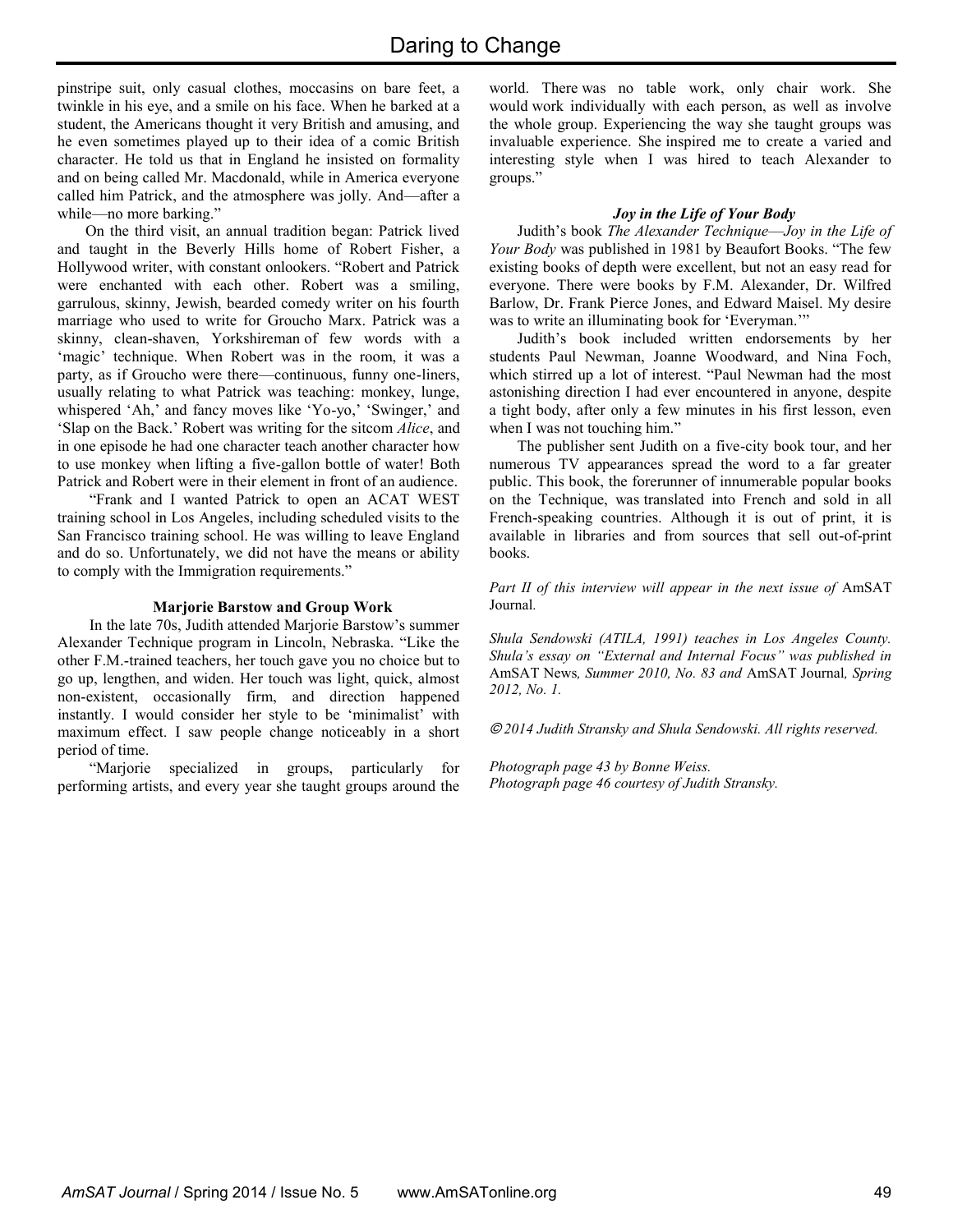pinstripe suit, only casual clothes, moccasins on bare feet, a twinkle in his eye, and a smile on his face. When he barked at a student, the Americans thought it very British and amusing, and he even sometimes played up to their idea of a comic British character. He told us that in England he insisted on formality and on being called Mr. Macdonald, while in America everyone called him Patrick, and the atmosphere was jolly. And—after a while—no more barking."

On the third visit, an annual tradition began: Patrick lived and taught in the Beverly Hills home of Robert Fisher, a Hollywood writer, with constant onlookers. "Robert and Patrick were enchanted with each other. Robert was a smiling, garrulous, skinny, Jewish, bearded comedy writer on his fourth marriage who used to write for Groucho Marx. Patrick was a skinny, clean-shaven, Yorkshireman of few words with a 'magic' technique. When Robert was in the room, it was a party, as if Groucho were there—continuous, funny one-liners, usually relating to what Patrick was teaching: monkey, lunge, whispered 'Ah,' and fancy moves like 'Yo-yo,' 'Swinger,' and 'Slap on the Back.' Robert was writing for the sitcom *Alice*, and in one episode he had one character teach another character how to use monkey when lifting a five-gallon bottle of water! Both Patrick and Robert were in their element in front of an audience.

"Frank and I wanted Patrick to open an ACAT WEST training school in Los Angeles, including scheduled visits to the San Francisco training school. He was willing to leave England and do so. Unfortunately, we did not have the means or ability to comply with the Immigration requirements."

### Marjorie Barstow and Group Work

In the late 70s, Judith attended Marjorie Barstow's summer Alexander Technique program in Lincoln, Nebraska. "Like the other F.M.-trained teachers, her touch gave you no choice but to go up, lengthen, and widen. Her touch was light, quick, almost non-existent, occasionally firm, and direction happened instantly. I would consider her style to be 'minimalist' with maximum effect. I saw people change noticeably in a short period of time.

"Marjorie specialized in groups, particularly for performing artists, and every year she taught groups around the world. There was no table work, only chair work. She would work individually with each person, as well as involve the whole group. Experiencing the way she taught groups was invaluable experience. She inspired me to create a varied and interesting style when I was hired to teach Alexander to groups."

### *Joy in the Life of Your Body*

Judith's book *The Alexander Technique—Joy in the Life of Your Body* was published in 1981 by Beaufort Books. "The few existing books of depth were excellent, but not an easy read for everyone. There were books by F.M. Alexander, Dr. Wilfred Barlow, Dr. Frank Pierce Jones, and Edward Maisel. My desire was to write an illuminating book for 'Everyman.'"

Judith's book included written endorsements by her students Paul Newman, Joanne Woodward, and Nina Foch, which stirred up a lot of interest. "Paul Newman had the most astonishing direction I had ever encountered in anyone, despite a tight body, after only a few minutes in his first lesson, even when I was not touching him."

The publisher sent Judith on a five-city book tour, and her numerous TV appearances spread the word to a far greater public. This book, the forerunner of innumerable popular books on the Technique, was translated into French and sold in all French-speaking countries. Although it is out of print, it is available in libraries and from sources that sell out-of-print books.

*Part II of this interview will appear in the next issue of* AmSAT Journal.

*Shula Sendowski (ATILA, 1991) teaches in Los Angeles County. Shula's essay on "External and Internal Focus" was published in* AmSAT News*, Summer 2010, No. 83 and* AmSAT Journal*, Spring 2012, No. 1.*

*© 2014 Judith Stransky and Shula Sendowski. All rights reserved.*

*Photograph page 43 by Bonne Weiss.*
*Photograph page 46 courtesy of Judith Stransky.*